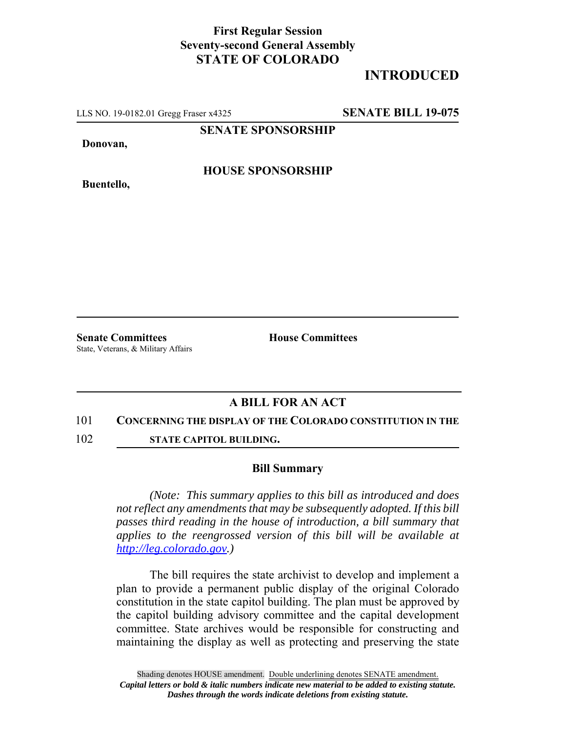**First Regular Session**
**Seventy-second General Assembly**
**STATE OF COLORADO**

# INTRODUCED

LLS NO. 19-0182.01 Gregg Fraser x4325 **SENATE BILL 19-075**

**SENATE SPONSORSHIP**

**Donovan,**

**HOUSE SPONSORSHIP**

**Buentello,**

**Senate Committees**
State, Veterans, & Military Affairs

**House Committees**

## A BILL FOR AN ACT

101 **CONCERNING THE DISPLAY OF THE COLORADO CONSTITUTION IN THE**
102 **STATE CAPITOL BUILDING.**

### Bill Summary

*(Note: This summary applies to this bill as introduced and does not reflect any amendments that may be subsequently adopted. If this bill passes third reading in the house of introduction, a bill summary that applies to the reengrossed version of this bill will be available at http://leg.colorado.gov.)*

The bill requires the state archivist to develop and implement a plan to provide a permanent public display of the original Colorado constitution in the state capitol building. The plan must be approved by the capitol building advisory committee and the capital development committee. State archives would be responsible for constructing and maintaining the display as well as protecting and preserving the state

Shading denotes HOUSE amendment. Double underlining denotes SENATE amendment.
***Capital letters or bold & italic numbers indicate new material to be added to existing statute.***
***Dashes through the words indicate deletions from existing statute.***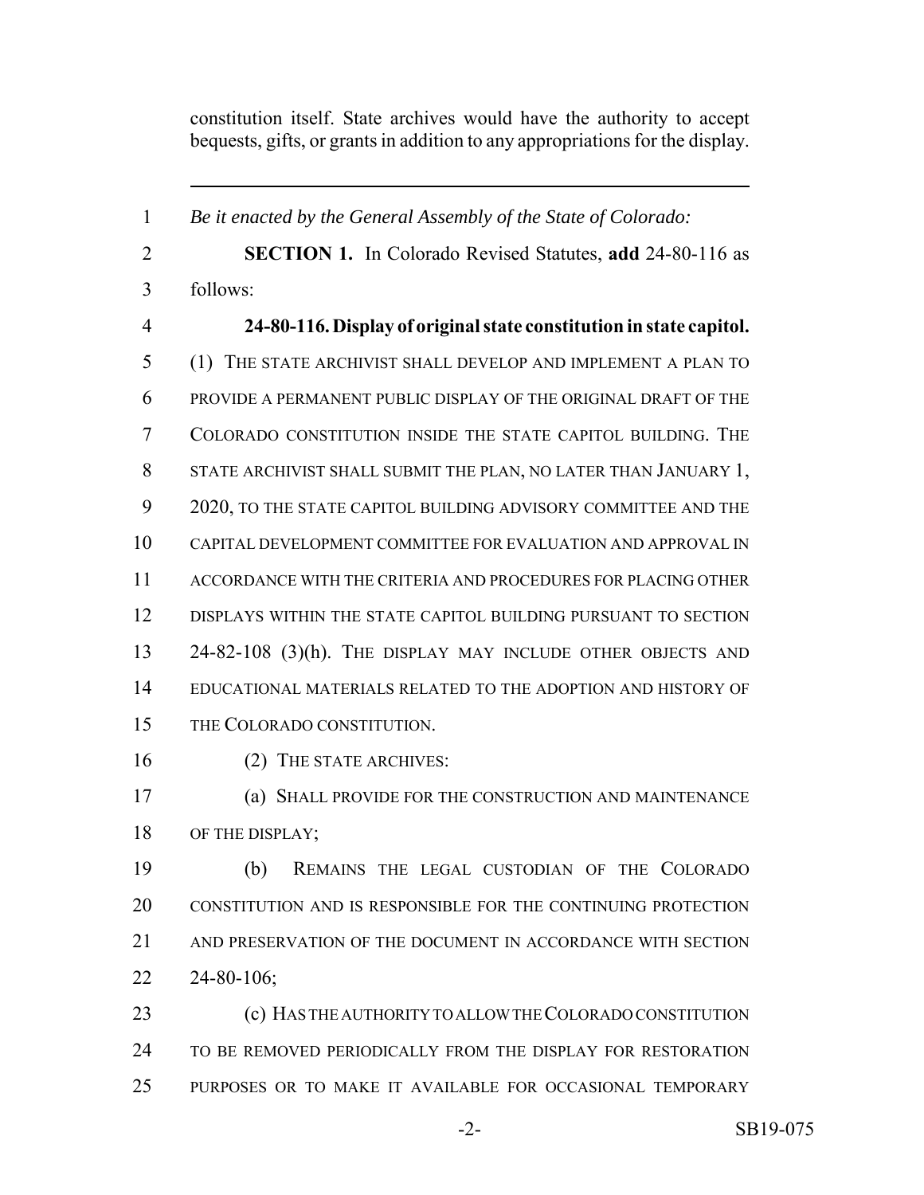constitution itself. State archives would have the authority to accept bequests, gifts, or grants in addition to any appropriations for the display.

---

1 *Be it enacted by the General Assembly of the State of Colorado:*

2 **SECTION 1.** In Colorado Revised Statutes, **add** 24-80-116 as
3 follows:

4 **24-80-116. Display of original state constitution in state capitol.**
5 (1) THE STATE ARCHIVIST SHALL DEVELOP AND IMPLEMENT A PLAN TO
6 PROVIDE A PERMANENT PUBLIC DISPLAY OF THE ORIGINAL DRAFT OF THE
7 COLORADO CONSTITUTION INSIDE THE STATE CAPITOL BUILDING. THE
8 STATE ARCHIVIST SHALL SUBMIT THE PLAN, NO LATER THAN JANUARY 1,
9 2020, TO THE STATE CAPITOL BUILDING ADVISORY COMMITTEE AND THE
10 CAPITAL DEVELOPMENT COMMITTEE FOR EVALUATION AND APPROVAL IN
11 ACCORDANCE WITH THE CRITERIA AND PROCEDURES FOR PLACING OTHER
12 DISPLAYS WITHIN THE STATE CAPITOL BUILDING PURSUANT TO SECTION
13 24-82-108 (3)(h). THE DISPLAY MAY INCLUDE OTHER OBJECTS AND
14 EDUCATIONAL MATERIALS RELATED TO THE ADOPTION AND HISTORY OF
15 THE COLORADO CONSTITUTION.

16 (2) THE STATE ARCHIVES:

17 (a) SHALL PROVIDE FOR THE CONSTRUCTION AND MAINTENANCE
18 OF THE DISPLAY;

19 (b) REMAINS THE LEGAL CUSTODIAN OF THE COLORADO
20 CONSTITUTION AND IS RESPONSIBLE FOR THE CONTINUING PROTECTION
21 AND PRESERVATION OF THE DOCUMENT IN ACCORDANCE WITH SECTION
22 24-80-106;

23 (c) HAS THE AUTHORITY TO ALLOW THE COLORADO CONSTITUTION
24 TO BE REMOVED PERIODICALLY FROM THE DISPLAY FOR RESTORATION
25 PURPOSES OR TO MAKE IT AVAILABLE FOR OCCASIONAL TEMPORARY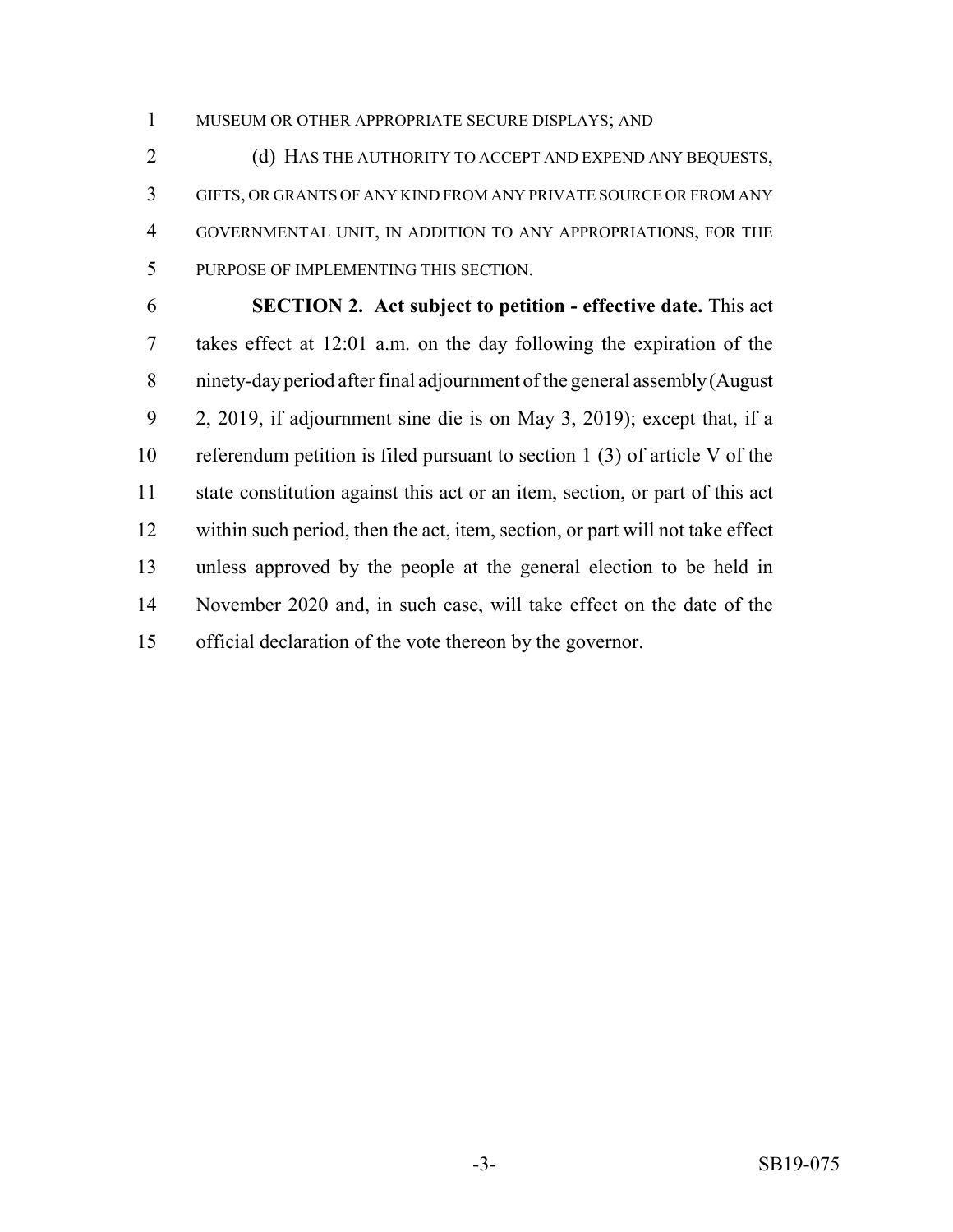MUSEUM OR OTHER APPROPRIATE SECURE DISPLAYS; AND

(d) HAS THE AUTHORITY TO ACCEPT AND EXPEND ANY BEQUESTS, GIFTS, OR GRANTS OF ANY KIND FROM ANY PRIVATE SOURCE OR FROM ANY GOVERNMENTAL UNIT, IN ADDITION TO ANY APPROPRIATIONS, FOR THE PURPOSE OF IMPLEMENTING THIS SECTION.

**SECTION 2. Act subject to petition - effective date.** This act takes effect at 12:01 a.m. on the day following the expiration of the ninety-day period after final adjournment of the general assembly (August 2, 2019, if adjournment sine die is on May 3, 2019); except that, if a referendum petition is filed pursuant to section 1 (3) of article V of the state constitution against this act or an item, section, or part of this act within such period, then the act, item, section, or part will not take effect unless approved by the people at the general election to be held in November 2020 and, in such case, will take effect on the date of the official declaration of the vote thereon by the governor.